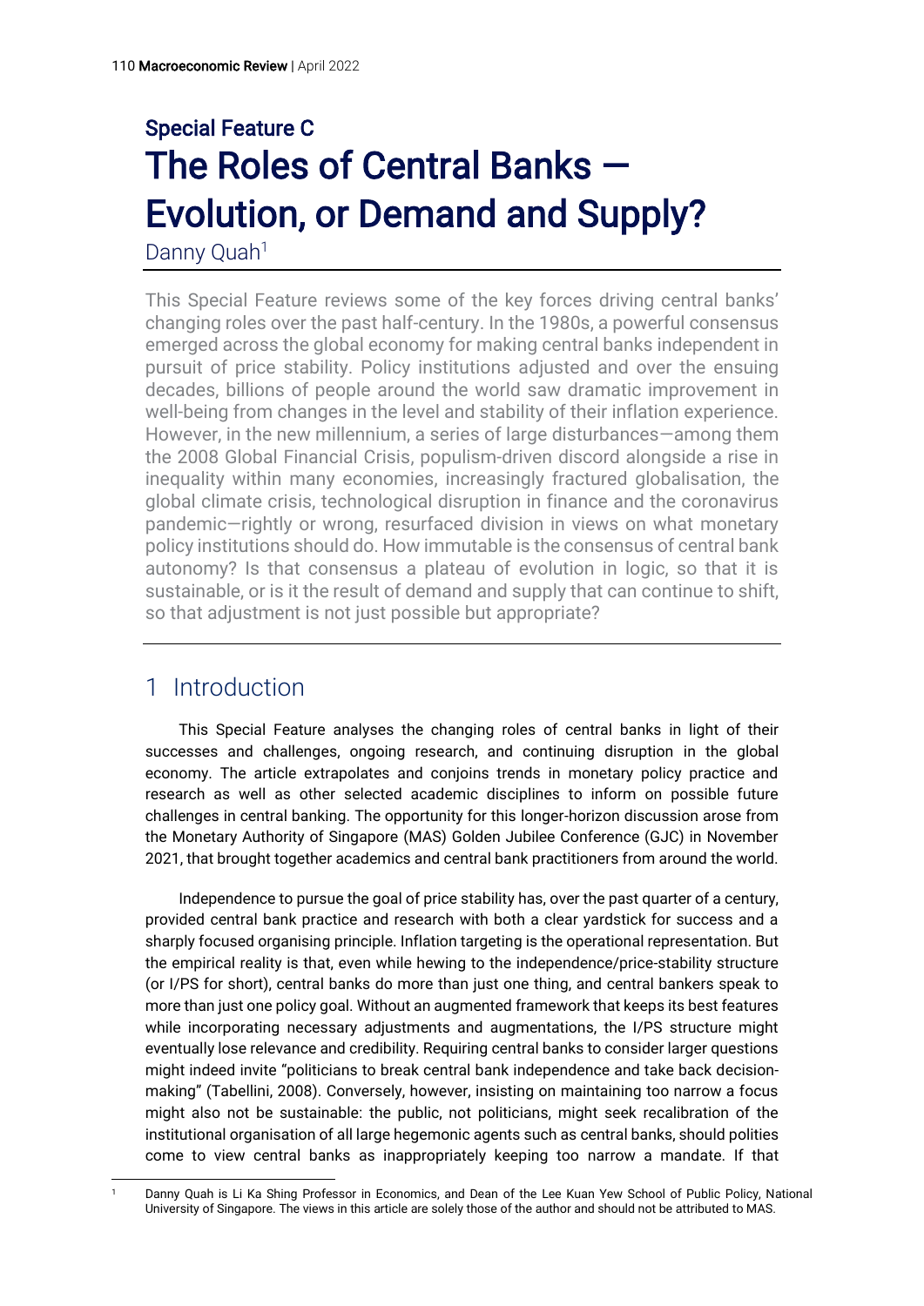## Special Feature C

# The Roles of Central Banks — Evolution, or Demand and Supply?

Danny Quah[1]

This Special Feature reviews some of the key forces driving central banks' changing roles over the past half-century. In the 1980s, a powerful consensus emerged across the global economy for making central banks independent in pursuit of price stability. Policy institutions adjusted and over the ensuing decades, billions of people around the world saw dramatic improvement in well-being from changes in the level and stability of their inflation experience. However, in the new millennium, a series of large disturbances—among them the 2008 Global Financial Crisis, populism-driven discord alongside a rise in inequality within many economies, increasingly fractured globalisation, the global climate crisis, technological disruption in finance and the coronavirus pandemic—rightly or wrong, resurfaced division in views on what monetary policy institutions should do. How immutable is the consensus of central bank autonomy? Is that consensus a plateau of evolution in logic, so that it is sustainable, or is it the result of demand and supply that can continue to shift, so that adjustment is not just possible but appropriate?

## 1 Introduction

This Special Feature analyses the changing roles of central banks in light of their successes and challenges, ongoing research, and continuing disruption in the global economy. The article extrapolates and conjoins trends in monetary policy practice and research as well as other selected academic disciplines to inform on possible future challenges in central banking. The opportunity for this longer-horizon discussion arose from the Monetary Authority of Singapore (MAS) Golden Jubilee Conference (GJC) in November 2021, that brought together academics and central bank practitioners from around the world.

Independence to pursue the goal of price stability has, over the past quarter of a century, provided central bank practice and research with both a clear yardstick for success and a sharply focused organising principle. Inflation targeting is the operational representation. But the empirical reality is that, even while hewing to the independence/price-stability structure (or I/PS for short), central banks do more than just one thing, and central bankers speak to more than just one policy goal. Without an augmented framework that keeps its best features while incorporating necessary adjustments and augmentations, the I/PS structure might eventually lose relevance and credibility. Requiring central banks to consider larger questions might indeed invite "politicians to break central bank independence and take back decision-making" (Tabellini, 2008). Conversely, however, insisting on maintaining too narrow a focus might also not be sustainable: the public, not politicians, might seek recalibration of the institutional organisation of all large hegemonic agents such as central banks, should polities come to view central banks as inappropriately keeping too narrow a mandate. If that

[1] Danny Quah is Li Ka Shing Professor in Economics, and Dean of the Lee Kuan Yew School of Public Policy, National University of Singapore. The views in this article are solely those of the author and should not be attributed to MAS.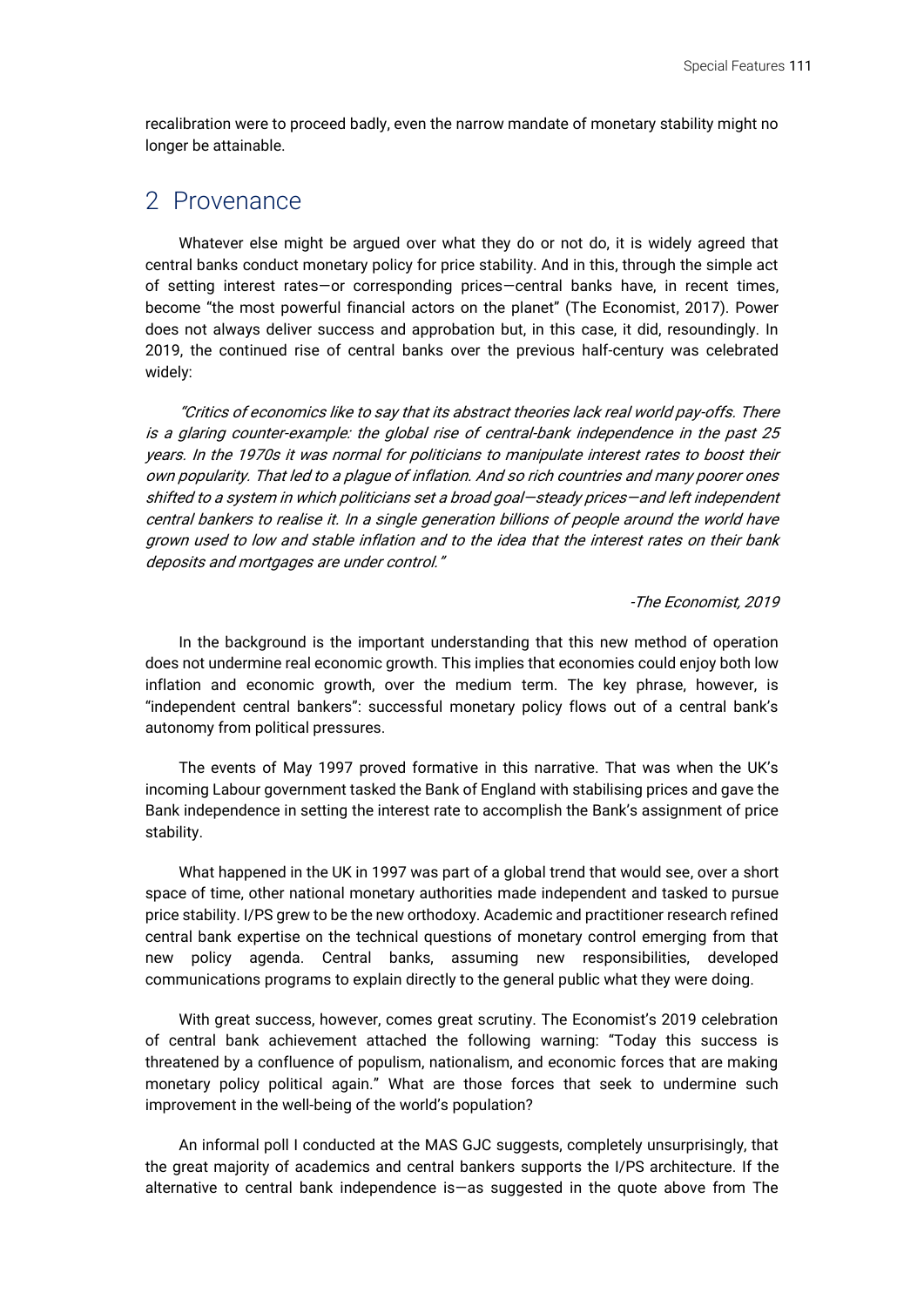recalibration were to proceed badly, even the narrow mandate of monetary stability might no longer be attainable.

## 2 Provenance

Whatever else might be argued over what they do or not do, it is widely agreed that central banks conduct monetary policy for price stability. And in this, through the simple act of setting interest rates—or corresponding prices—central banks have, in recent times, become "the most powerful financial actors on the planet" (The Economist, 2017). Power does not always deliver success and approbation but, in this case, it did, resoundingly. In 2019, the continued rise of central banks over the previous half-century was celebrated widely:

> *"Critics of economics like to say that its abstract theories lack real world pay-offs. There is a glaring counter-example: the global rise of central-bank independence in the past 25 years. In the 1970s it was normal for politicians to manipulate interest rates to boost their own popularity. That led to a plague of inflation. And so rich countries and many poorer ones shifted to a system in which politicians set a broad goal—steady prices—and left independent central bankers to realise it. In a single generation billions of people around the world have grown used to low and stable inflation and to the idea that the interest rates on their bank deposits and mortgages are under control."*
>
> *-The Economist, 2019*

In the background is the important understanding that this new method of operation does not undermine real economic growth. This implies that economies could enjoy both low inflation and economic growth, over the medium term. The key phrase, however, is "independent central bankers": successful monetary policy flows out of a central bank's autonomy from political pressures.

The events of May 1997 proved formative in this narrative. That was when the UK's incoming Labour government tasked the Bank of England with stabilising prices and gave the Bank independence in setting the interest rate to accomplish the Bank's assignment of price stability.

What happened in the UK in 1997 was part of a global trend that would see, over a short space of time, other national monetary authorities made independent and tasked to pursue price stability. I/PS grew to be the new orthodoxy. Academic and practitioner research refined central bank expertise on the technical questions of monetary control emerging from that new policy agenda. Central banks, assuming new responsibilities, developed communications programs to explain directly to the general public what they were doing.

With great success, however, comes great scrutiny. The Economist's 2019 celebration of central bank achievement attached the following warning: "Today this success is threatened by a confluence of populism, nationalism, and economic forces that are making monetary policy political again." What are those forces that seek to undermine such improvement in the well-being of the world's population?

An informal poll I conducted at the MAS GJC suggests, completely unsurprisingly, that the great majority of academics and central bankers supports the I/PS architecture. If the alternative to central bank independence is—as suggested in the quote above from The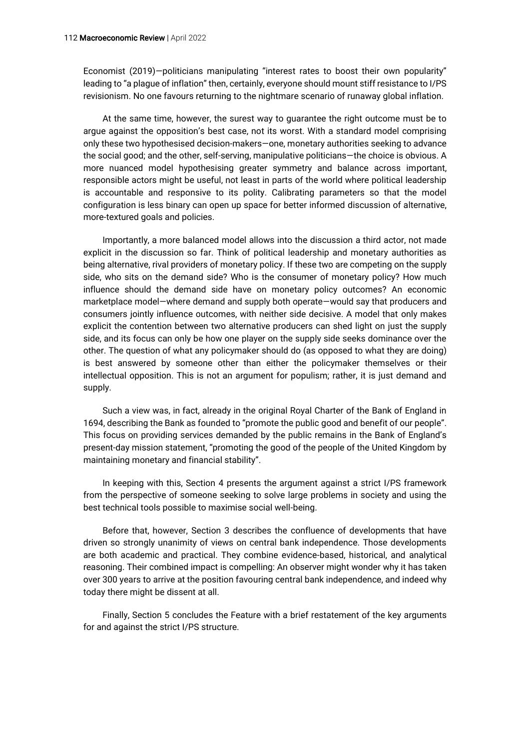Economist (2019)—politicians manipulating "interest rates to boost their own popularity" leading to "a plague of inflation" then, certainly, everyone should mount stiff resistance to I/PS revisionism. No one favours returning to the nightmare scenario of runaway global inflation.

At the same time, however, the surest way to guarantee the right outcome must be to argue against the opposition's best case, not its worst. With a standard model comprising only these two hypothesised decision-makers—one, monetary authorities seeking to advance the social good; and the other, self-serving, manipulative politicians—the choice is obvious. A more nuanced model hypothesising greater symmetry and balance across important, responsible actors might be useful, not least in parts of the world where political leadership is accountable and responsive to its polity. Calibrating parameters so that the model configuration is less binary can open up space for better informed discussion of alternative, more-textured goals and policies.

Importantly, a more balanced model allows into the discussion a third actor, not made explicit in the discussion so far. Think of political leadership and monetary authorities as being alternative, rival providers of monetary policy. If these two are competing on the supply side, who sits on the demand side? Who is the consumer of monetary policy? How much influence should the demand side have on monetary policy outcomes? An economic marketplace model—where demand and supply both operate—would say that producers and consumers jointly influence outcomes, with neither side decisive. A model that only makes explicit the contention between two alternative producers can shed light on just the supply side, and its focus can only be how one player on the supply side seeks dominance over the other. The question of what any policymaker should do (as opposed to what they are doing) is best answered by someone other than either the policymaker themselves or their intellectual opposition. This is not an argument for populism; rather, it is just demand and supply.

Such a view was, in fact, already in the original Royal Charter of the Bank of England in 1694, describing the Bank as founded to "promote the public good and benefit of our people". This focus on providing services demanded by the public remains in the Bank of England's present-day mission statement, "promoting the good of the people of the United Kingdom by maintaining monetary and financial stability".

In keeping with this, Section 4 presents the argument against a strict I/PS framework from the perspective of someone seeking to solve large problems in society and using the best technical tools possible to maximise social well-being.

Before that, however, Section 3 describes the confluence of developments that have driven so strongly unanimity of views on central bank independence. Those developments are both academic and practical. They combine evidence-based, historical, and analytical reasoning. Their combined impact is compelling: An observer might wonder why it has taken over 300 years to arrive at the position favouring central bank independence, and indeed why today there might be dissent at all.

Finally, Section 5 concludes the Feature with a brief restatement of the key arguments for and against the strict I/PS structure.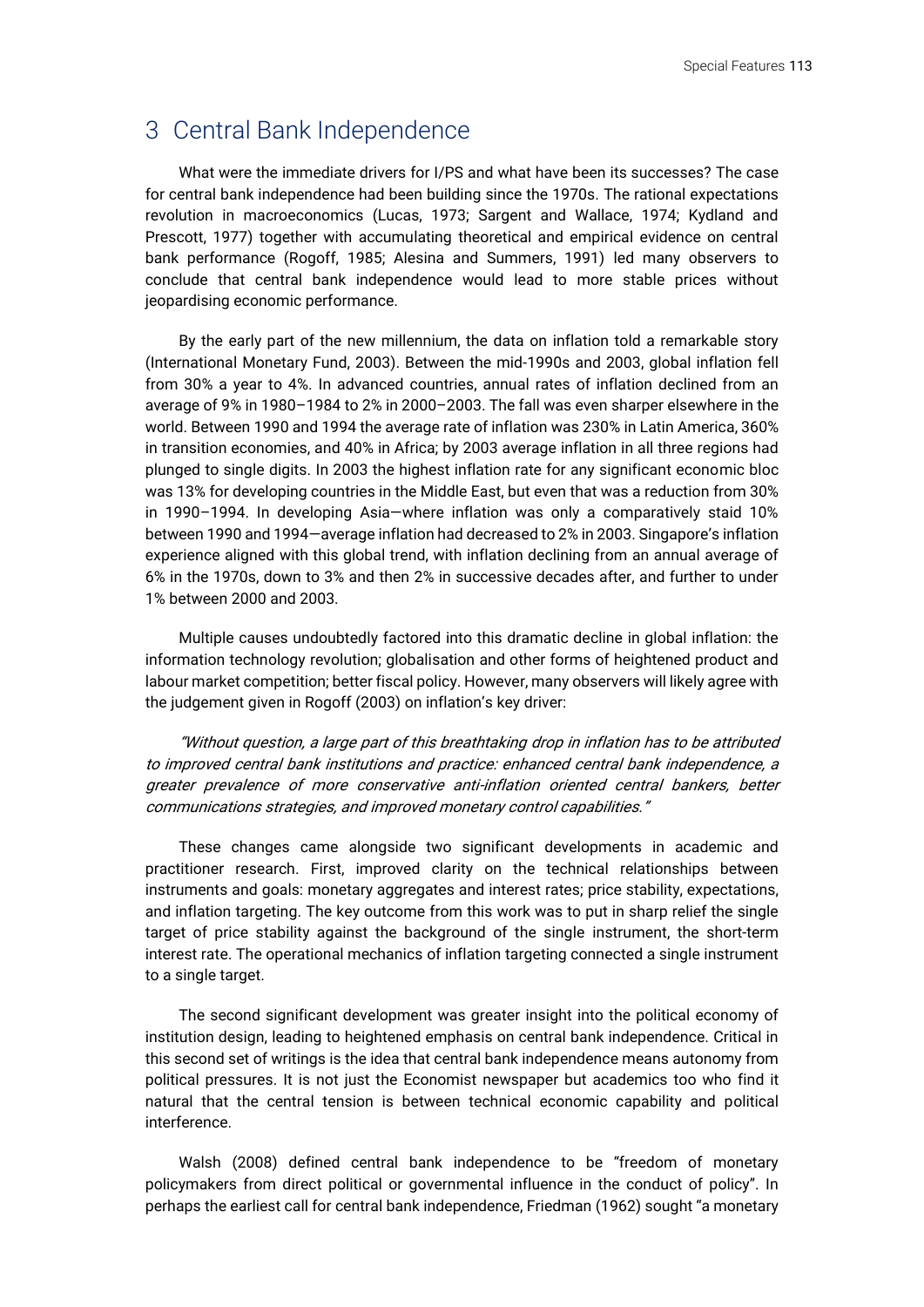## 3 Central Bank Independence

What were the immediate drivers for I/PS and what have been its successes? The case for central bank independence had been building since the 1970s. The rational expectations revolution in macroeconomics (Lucas, 1973; Sargent and Wallace, 1974; Kydland and Prescott, 1977) together with accumulating theoretical and empirical evidence on central bank performance (Rogoff, 1985; Alesina and Summers, 1991) led many observers to conclude that central bank independence would lead to more stable prices without jeopardising economic performance.

By the early part of the new millennium, the data on inflation told a remarkable story (International Monetary Fund, 2003). Between the mid-1990s and 2003, global inflation fell from 30% a year to 4%. In advanced countries, annual rates of inflation declined from an average of 9% in 1980–1984 to 2% in 2000–2003. The fall was even sharper elsewhere in the world. Between 1990 and 1994 the average rate of inflation was 230% in Latin America, 360% in transition economies, and 40% in Africa; by 2003 average inflation in all three regions had plunged to single digits. In 2003 the highest inflation rate for any significant economic bloc was 13% for developing countries in the Middle East, but even that was a reduction from 30% in 1990–1994. In developing Asia—where inflation was only a comparatively staid 10% between 1990 and 1994—average inflation had decreased to 2% in 2003. Singapore's inflation experience aligned with this global trend, with inflation declining from an annual average of 6% in the 1970s, down to 3% and then 2% in successive decades after, and further to under 1% between 2000 and 2003.

Multiple causes undoubtedly factored into this dramatic decline in global inflation: the information technology revolution; globalisation and other forms of heightened product and labour market competition; better fiscal policy. However, many observers will likely agree with the judgement given in Rogoff (2003) on inflation's key driver:

> *"Without question, a large part of this breathtaking drop in inflation has to be attributed to improved central bank institutions and practice: enhanced central bank independence, a greater prevalence of more conservative anti-inflation oriented central bankers, better communications strategies, and improved monetary control capabilities."*

These changes came alongside two significant developments in academic and practitioner research. First, improved clarity on the technical relationships between instruments and goals: monetary aggregates and interest rates; price stability, expectations, and inflation targeting. The key outcome from this work was to put in sharp relief the single target of price stability against the background of the single instrument, the short-term interest rate. The operational mechanics of inflation targeting connected a single instrument to a single target.

The second significant development was greater insight into the political economy of institution design, leading to heightened emphasis on central bank independence. Critical in this second set of writings is the idea that central bank independence means autonomy from political pressures. It is not just the Economist newspaper but academics too who find it natural that the central tension is between technical economic capability and political interference.

Walsh (2008) defined central bank independence to be "freedom of monetary policymakers from direct political or governmental influence in the conduct of policy". In perhaps the earliest call for central bank independence, Friedman (1962) sought "a monetary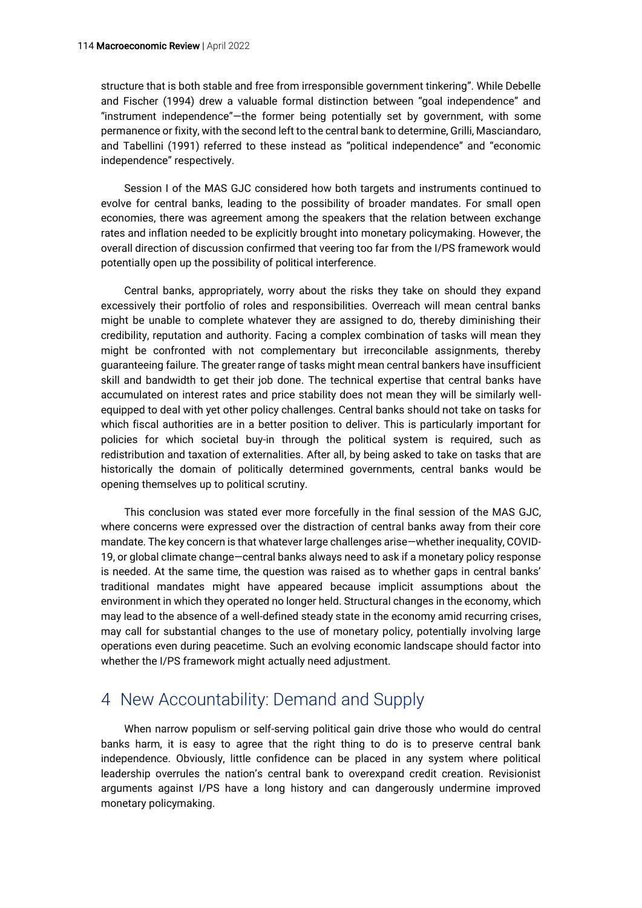structure that is both stable and free from irresponsible government tinkering". While Debelle and Fischer (1994) drew a valuable formal distinction between "goal independence" and "instrument independence"—the former being potentially set by government, with some permanence or fixity, with the second left to the central bank to determine, Grilli, Masciandaro, and Tabellini (1991) referred to these instead as "political independence" and "economic independence" respectively.

Session I of the MAS GJC considered how both targets and instruments continued to evolve for central banks, leading to the possibility of broader mandates. For small open economies, there was agreement among the speakers that the relation between exchange rates and inflation needed to be explicitly brought into monetary policymaking. However, the overall direction of discussion confirmed that veering too far from the I/PS framework would potentially open up the possibility of political interference.

Central banks, appropriately, worry about the risks they take on should they expand excessively their portfolio of roles and responsibilities. Overreach will mean central banks might be unable to complete whatever they are assigned to do, thereby diminishing their credibility, reputation and authority. Facing a complex combination of tasks will mean they might be confronted with not complementary but irreconcilable assignments, thereby guaranteeing failure. The greater range of tasks might mean central bankers have insufficient skill and bandwidth to get their job done. The technical expertise that central banks have accumulated on interest rates and price stability does not mean they will be similarly well-equipped to deal with yet other policy challenges. Central banks should not take on tasks for which fiscal authorities are in a better position to deliver. This is particularly important for policies for which societal buy-in through the political system is required, such as redistribution and taxation of externalities. After all, by being asked to take on tasks that are historically the domain of politically determined governments, central banks would be opening themselves up to political scrutiny.

This conclusion was stated ever more forcefully in the final session of the MAS GJC, where concerns were expressed over the distraction of central banks away from their core mandate. The key concern is that whatever large challenges arise—whether inequality, COVID-19, or global climate change—central banks always need to ask if a monetary policy response is needed. At the same time, the question was raised as to whether gaps in central banks' traditional mandates might have appeared because implicit assumptions about the environment in which they operated no longer held. Structural changes in the economy, which may lead to the absence of a well-defined steady state in the economy amid recurring crises, may call for substantial changes to the use of monetary policy, potentially involving large operations even during peacetime. Such an evolving economic landscape should factor into whether the I/PS framework might actually need adjustment.

## 4 New Accountability: Demand and Supply

When narrow populism or self-serving political gain drive those who would do central banks harm, it is easy to agree that the right thing to do is to preserve central bank independence. Obviously, little confidence can be placed in any system where political leadership overrules the nation's central bank to overexpand credit creation. Revisionist arguments against I/PS have a long history and can dangerously undermine improved monetary policymaking.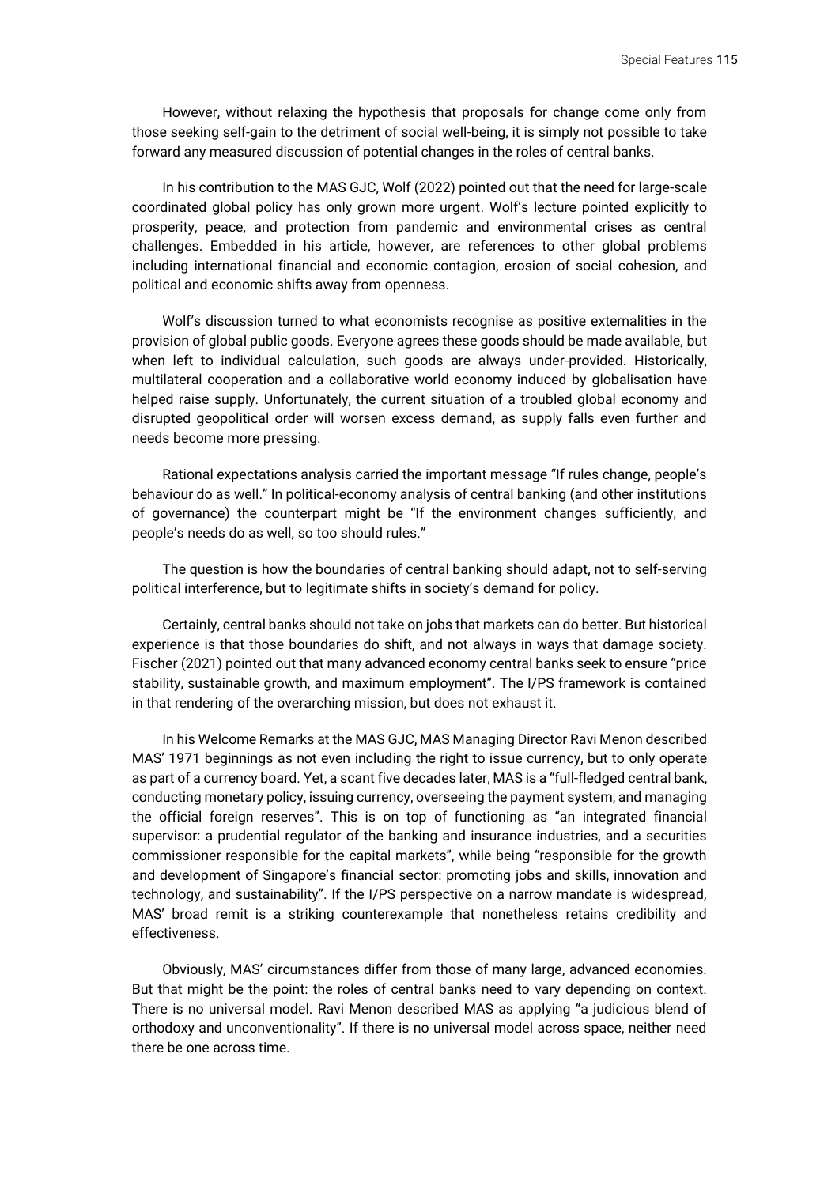However, without relaxing the hypothesis that proposals for change come only from those seeking self-gain to the detriment of social well-being, it is simply not possible to take forward any measured discussion of potential changes in the roles of central banks.

In his contribution to the MAS GJC, Wolf (2022) pointed out that the need for large-scale coordinated global policy has only grown more urgent. Wolf's lecture pointed explicitly to prosperity, peace, and protection from pandemic and environmental crises as central challenges. Embedded in his article, however, are references to other global problems including international financial and economic contagion, erosion of social cohesion, and political and economic shifts away from openness.

Wolf's discussion turned to what economists recognise as positive externalities in the provision of global public goods. Everyone agrees these goods should be made available, but when left to individual calculation, such goods are always under-provided. Historically, multilateral cooperation and a collaborative world economy induced by globalisation have helped raise supply. Unfortunately, the current situation of a troubled global economy and disrupted geopolitical order will worsen excess demand, as supply falls even further and needs become more pressing.

Rational expectations analysis carried the important message "If rules change, people's behaviour do as well." In political-economy analysis of central banking (and other institutions of governance) the counterpart might be "If the environment changes sufficiently, and people's needs do as well, so too should rules."

The question is how the boundaries of central banking should adapt, not to self-serving political interference, but to legitimate shifts in society's demand for policy.

Certainly, central banks should not take on jobs that markets can do better. But historical experience is that those boundaries do shift, and not always in ways that damage society. Fischer (2021) pointed out that many advanced economy central banks seek to ensure "price stability, sustainable growth, and maximum employment". The I/PS framework is contained in that rendering of the overarching mission, but does not exhaust it.

In his Welcome Remarks at the MAS GJC, MAS Managing Director Ravi Menon described MAS' 1971 beginnings as not even including the right to issue currency, but to only operate as part of a currency board. Yet, a scant five decades later, MAS is a "full-fledged central bank, conducting monetary policy, issuing currency, overseeing the payment system, and managing the official foreign reserves". This is on top of functioning as "an integrated financial supervisor: a prudential regulator of the banking and insurance industries, and a securities commissioner responsible for the capital markets", while being "responsible for the growth and development of Singapore's financial sector: promoting jobs and skills, innovation and technology, and sustainability". If the I/PS perspective on a narrow mandate is widespread, MAS' broad remit is a striking counterexample that nonetheless retains credibility and effectiveness.

Obviously, MAS' circumstances differ from those of many large, advanced economies. But that might be the point: the roles of central banks need to vary depending on context. There is no universal model. Ravi Menon described MAS as applying "a judicious blend of orthodoxy and unconventionality". If there is no universal model across space, neither need there be one across time.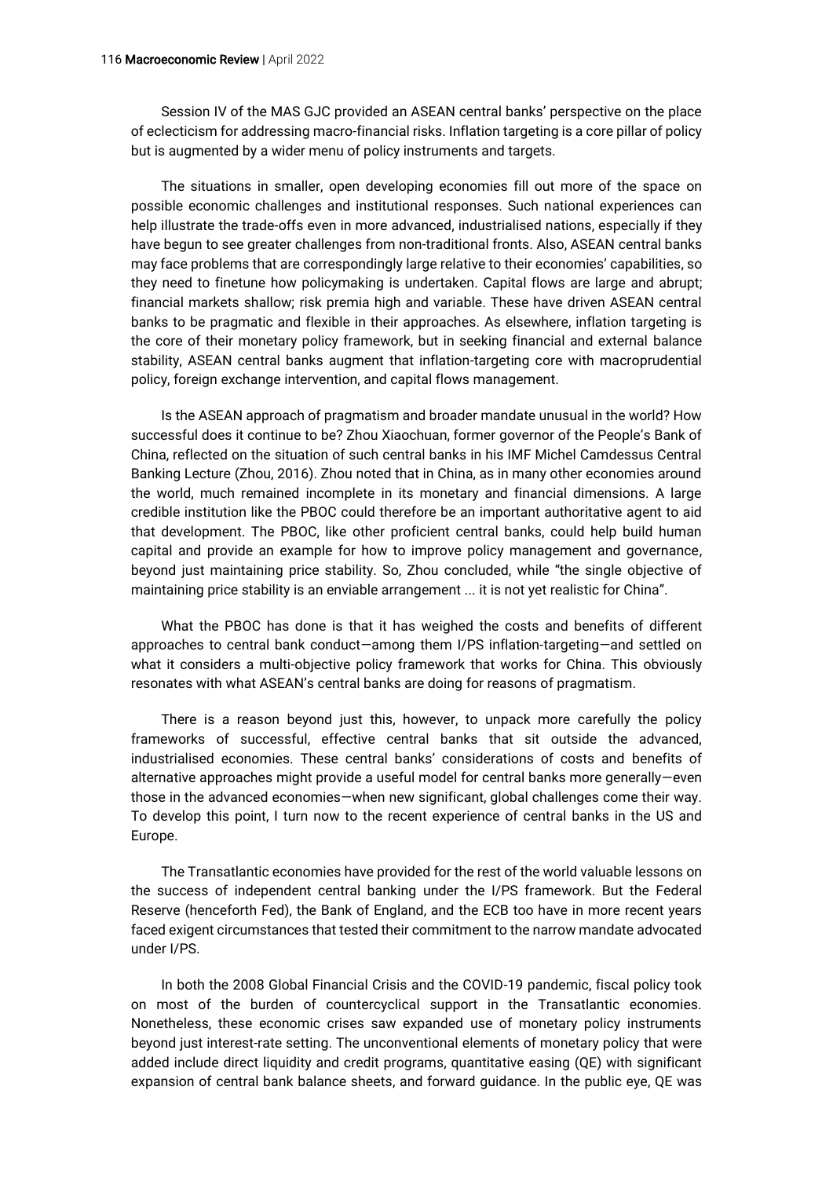Session IV of the MAS GJC provided an ASEAN central banks' perspective on the place of eclecticism for addressing macro-financial risks. Inflation targeting is a core pillar of policy but is augmented by a wider menu of policy instruments and targets.

The situations in smaller, open developing economies fill out more of the space on possible economic challenges and institutional responses. Such national experiences can help illustrate the trade-offs even in more advanced, industrialised nations, especially if they have begun to see greater challenges from non-traditional fronts. Also, ASEAN central banks may face problems that are correspondingly large relative to their economies' capabilities, so they need to finetune how policymaking is undertaken. Capital flows are large and abrupt; financial markets shallow; risk premia high and variable. These have driven ASEAN central banks to be pragmatic and flexible in their approaches. As elsewhere, inflation targeting is the core of their monetary policy framework, but in seeking financial and external balance stability, ASEAN central banks augment that inflation-targeting core with macroprudential policy, foreign exchange intervention, and capital flows management.

Is the ASEAN approach of pragmatism and broader mandate unusual in the world? How successful does it continue to be? Zhou Xiaochuan, former governor of the People's Bank of China, reflected on the situation of such central banks in his IMF Michel Camdessus Central Banking Lecture (Zhou, 2016). Zhou noted that in China, as in many other economies around the world, much remained incomplete in its monetary and financial dimensions. A large credible institution like the PBOC could therefore be an important authoritative agent to aid that development. The PBOC, like other proficient central banks, could help build human capital and provide an example for how to improve policy management and governance, beyond just maintaining price stability. So, Zhou concluded, while "the single objective of maintaining price stability is an enviable arrangement ... it is not yet realistic for China".

What the PBOC has done is that it has weighed the costs and benefits of different approaches to central bank conduct—among them I/PS inflation-targeting—and settled on what it considers a multi-objective policy framework that works for China. This obviously resonates with what ASEAN's central banks are doing for reasons of pragmatism.

There is a reason beyond just this, however, to unpack more carefully the policy frameworks of successful, effective central banks that sit outside the advanced, industrialised economies. These central banks' considerations of costs and benefits of alternative approaches might provide a useful model for central banks more generally—even those in the advanced economies—when new significant, global challenges come their way. To develop this point, I turn now to the recent experience of central banks in the US and Europe.

The Transatlantic economies have provided for the rest of the world valuable lessons on the success of independent central banking under the I/PS framework. But the Federal Reserve (henceforth Fed), the Bank of England, and the ECB too have in more recent years faced exigent circumstances that tested their commitment to the narrow mandate advocated under I/PS.

In both the 2008 Global Financial Crisis and the COVID-19 pandemic, fiscal policy took on most of the burden of countercyclical support in the Transatlantic economies. Nonetheless, these economic crises saw expanded use of monetary policy instruments beyond just interest-rate setting. The unconventional elements of monetary policy that were added include direct liquidity and credit programs, quantitative easing (QE) with significant expansion of central bank balance sheets, and forward guidance. In the public eye, QE was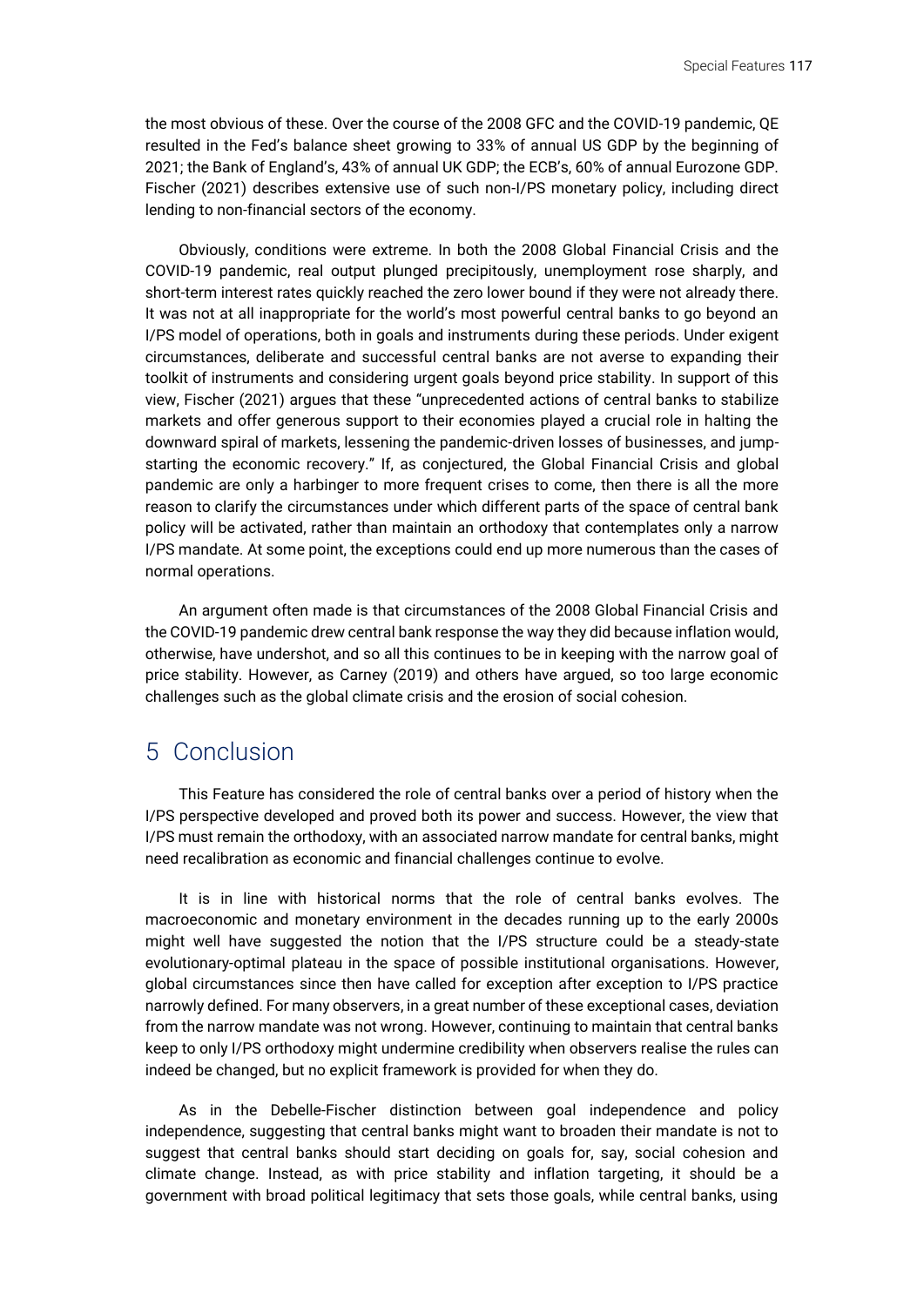the most obvious of these. Over the course of the 2008 GFC and the COVID-19 pandemic, QE resulted in the Fed's balance sheet growing to 33% of annual US GDP by the beginning of 2021; the Bank of England's, 43% of annual UK GDP; the ECB's, 60% of annual Eurozone GDP. Fischer (2021) describes extensive use of such non-I/PS monetary policy, including direct lending to non-financial sectors of the economy.

Obviously, conditions were extreme. In both the 2008 Global Financial Crisis and the COVID-19 pandemic, real output plunged precipitously, unemployment rose sharply, and short-term interest rates quickly reached the zero lower bound if they were not already there. It was not at all inappropriate for the world's most powerful central banks to go beyond an I/PS model of operations, both in goals and instruments during these periods. Under exigent circumstances, deliberate and successful central banks are not averse to expanding their toolkit of instruments and considering urgent goals beyond price stability. In support of this view, Fischer (2021) argues that these "unprecedented actions of central banks to stabilize markets and offer generous support to their economies played a crucial role in halting the downward spiral of markets, lessening the pandemic-driven losses of businesses, and jump-starting the economic recovery." If, as conjectured, the Global Financial Crisis and global pandemic are only a harbinger to more frequent crises to come, then there is all the more reason to clarify the circumstances under which different parts of the space of central bank policy will be activated, rather than maintain an orthodoxy that contemplates only a narrow I/PS mandate. At some point, the exceptions could end up more numerous than the cases of normal operations.

An argument often made is that circumstances of the 2008 Global Financial Crisis and the COVID-19 pandemic drew central bank response the way they did because inflation would, otherwise, have undershot, and so all this continues to be in keeping with the narrow goal of price stability. However, as Carney (2019) and others have argued, so too large economic challenges such as the global climate crisis and the erosion of social cohesion.

## 5 Conclusion

This Feature has considered the role of central banks over a period of history when the I/PS perspective developed and proved both its power and success. However, the view that I/PS must remain the orthodoxy, with an associated narrow mandate for central banks, might need recalibration as economic and financial challenges continue to evolve.

It is in line with historical norms that the role of central banks evolves. The macroeconomic and monetary environment in the decades running up to the early 2000s might well have suggested the notion that the I/PS structure could be a steady-state evolutionary-optimal plateau in the space of possible institutional organisations. However, global circumstances since then have called for exception after exception to I/PS practice narrowly defined. For many observers, in a great number of these exceptional cases, deviation from the narrow mandate was not wrong. However, continuing to maintain that central banks keep to only I/PS orthodoxy might undermine credibility when observers realise the rules can indeed be changed, but no explicit framework is provided for when they do.

As in the Debelle-Fischer distinction between goal independence and policy independence, suggesting that central banks might want to broaden their mandate is not to suggest that central banks should start deciding on goals for, say, social cohesion and climate change. Instead, as with price stability and inflation targeting, it should be a government with broad political legitimacy that sets those goals, while central banks, using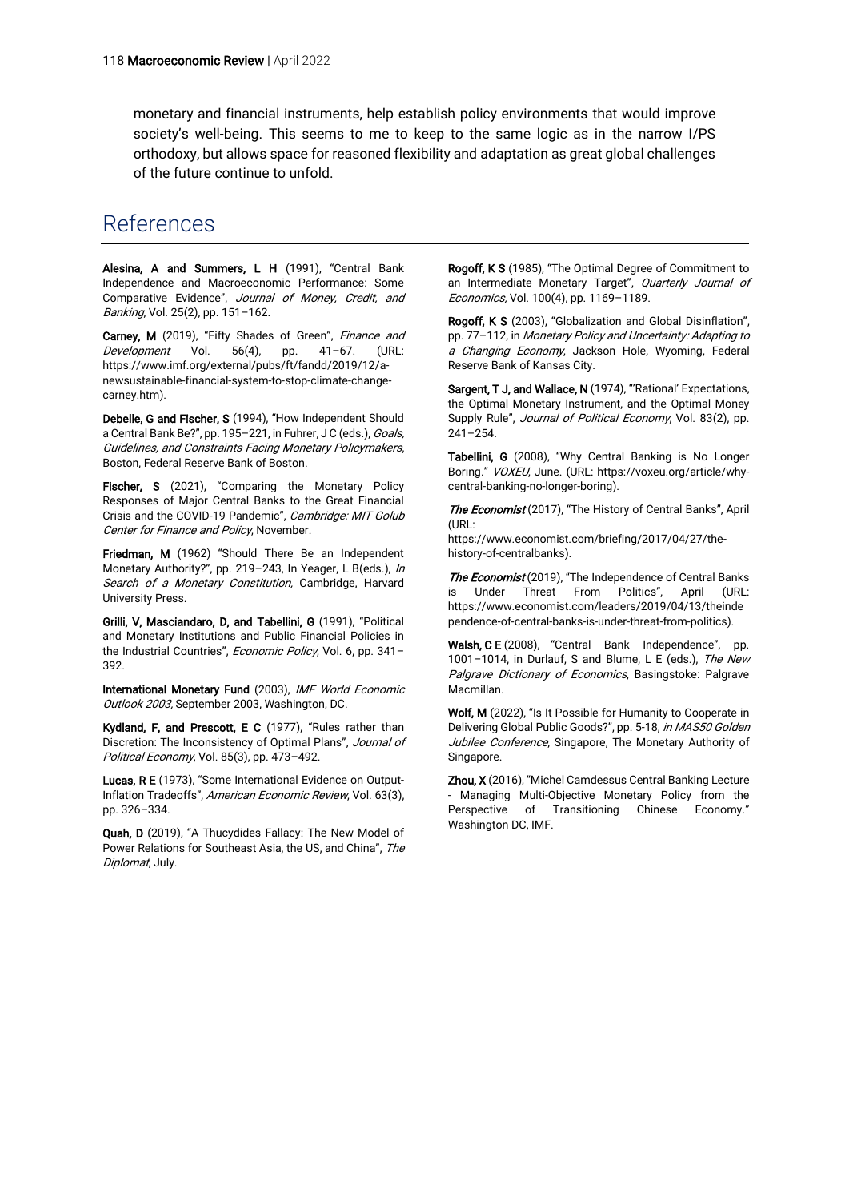monetary and financial instruments, help establish policy environments that would improve society's well-being. This seems to me to keep to the same logic as in the narrow I/PS orthodoxy, but allows space for reasoned flexibility and adaptation as great global challenges of the future continue to unfold.

# References

**Alesina, A and Summers, L H** (1991), "Central Bank Independence and Macroeconomic Performance: Some Comparative Evidence", *Journal of Money, Credit, and Banking*, Vol. 25(2), pp. 151–162.

**Carney, M** (2019), "Fifty Shades of Green", *Finance and Development* Vol. 56(4), pp. 41–67. (URL: https://www.imf.org/external/pubs/ft/fandd/2019/12/a-newsustainable-financial-system-to-stop-climate-change-carney.htm).

**Debelle, G and Fischer, S** (1994), "How Independent Should a Central Bank Be?", pp. 195–221, in Fuhrer, J C (eds.), *Goals, Guidelines, and Constraints Facing Monetary Policymakers*, Boston, Federal Reserve Bank of Boston.

**Fischer, S** (2021), "Comparing the Monetary Policy Responses of Major Central Banks to the Great Financial Crisis and the COVID-19 Pandemic", *Cambridge: MIT Golub Center for Finance and Policy*, November.

**Friedman, M** (1962) "Should There Be an Independent Monetary Authority?", pp. 219–243, In Yeager, L B(eds.), *In Search of a Monetary Constitution,* Cambridge, Harvard University Press.

**Grilli, V, Masciandaro, D, and Tabellini, G** (1991), "Political and Monetary Institutions and Public Financial Policies in the Industrial Countries", *Economic Policy*, Vol. 6, pp. 341–392.

**International Monetary Fund** (2003), *IMF World Economic Outlook 2003,* September 2003, Washington, DC.

**Kydland, F, and Prescott, E C** (1977), "Rules rather than Discretion: The Inconsistency of Optimal Plans", *Journal of Political Economy*, Vol. 85(3), pp. 473–492.

**Lucas, R E** (1973), "Some International Evidence on Output-Inflation Tradeoffs", *American Economic Review*, Vol. 63(3), pp. 326–334.

**Quah, D** (2019), "A Thucydides Fallacy: The New Model of Power Relations for Southeast Asia, the US, and China", *The Diplomat*, July.

**Rogoff, K S** (1985), "The Optimal Degree of Commitment to an Intermediate Monetary Target", *Quarterly Journal of Economics,* Vol. 100(4), pp. 1169–1189.

**Rogoff, K S** (2003), "Globalization and Global Disinflation", pp. 77–112, in *Monetary Policy and Uncertainty: Adapting to a Changing Economy*, Jackson Hole, Wyoming, Federal Reserve Bank of Kansas City.

**Sargent, T J, and Wallace, N** (1974), "'Rational' Expectations, the Optimal Monetary Instrument, and the Optimal Money Supply Rule", *Journal of Political Economy*, Vol. 83(2), pp. 241–254.

**Tabellini, G** (2008), "Why Central Banking is No Longer Boring." *VOXEU*, June. (URL: https://voxeu.org/article/why-central-banking-no-longer-boring).

***The Economist*** (2017), "The History of Central Banks", April (URL: https://www.economist.com/briefing/2017/04/27/the-history-of-centralbanks).

***The Economist*** (2019), "The Independence of Central Banks is Under Threat From Politics", April (URL: https://www.economist.com/leaders/2019/04/13/theindependence-of-central-banks-is-under-threat-from-politics).

**Walsh, C E** (2008), "Central Bank Independence", pp. 1001–1014, in Durlauf, S and Blume, L E (eds.), *The New Palgrave Dictionary of Economics*, Basingstoke: Palgrave Macmillan.

**Wolf, M** (2022), "Is It Possible for Humanity to Cooperate in Delivering Global Public Goods?", pp. 5-18, *in MAS50 Golden Jubilee Conference*, Singapore, The Monetary Authority of Singapore.

**Zhou, X** (2016), "Michel Camdessus Central Banking Lecture - Managing Multi-Objective Monetary Policy from the Perspective of Transitioning Chinese Economy." Washington DC, IMF.